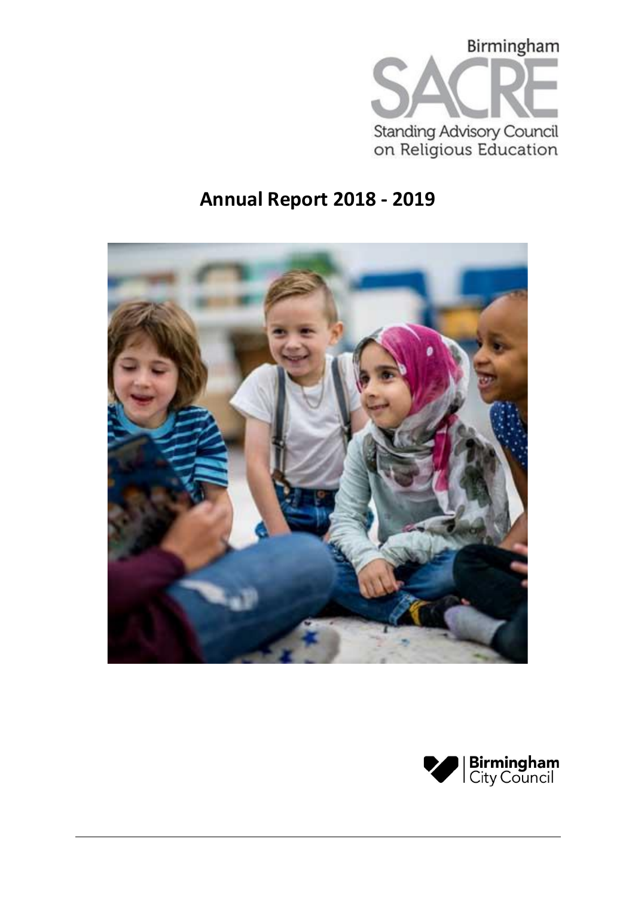Birmingham

SACRE

Standing Advisory Council on Religious Education

# Annual Report 2018 - 2019

Birmingham City Council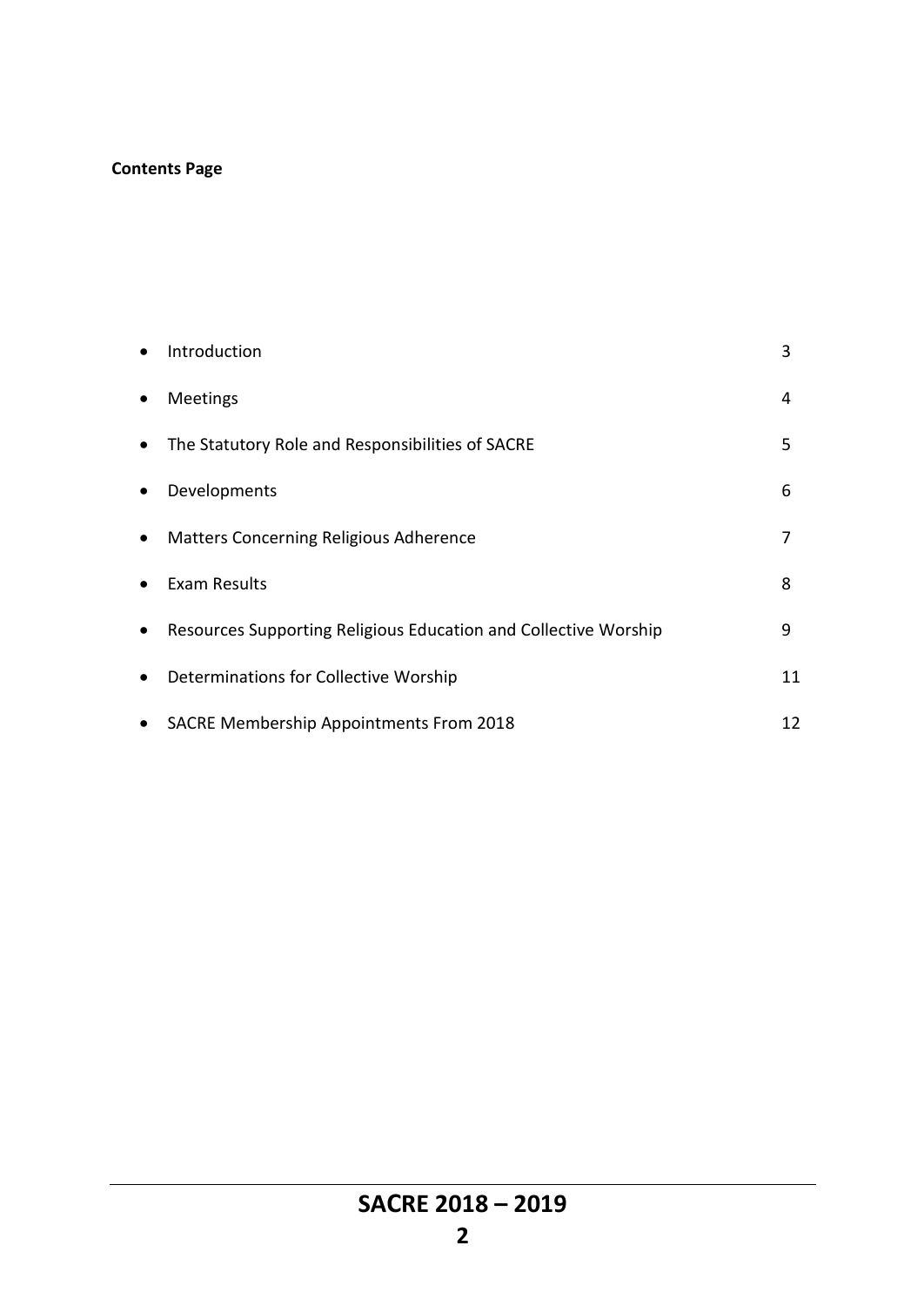**Contents Page**

| | |
|---|---|
| Introduction | 3 |
| Meetings | 4 |
| The Statutory Role and Responsibilities of SACRE | 5 |
| Developments | 6 |
| Matters Concerning Religious Adherence | 7 |
| Exam Results | 8 |
| Resources Supporting Religious Education and Collective Worship | 9 |
| Determinations for Collective Worship | 11 |
| SACRE Membership Appointments From 2018 | 12 |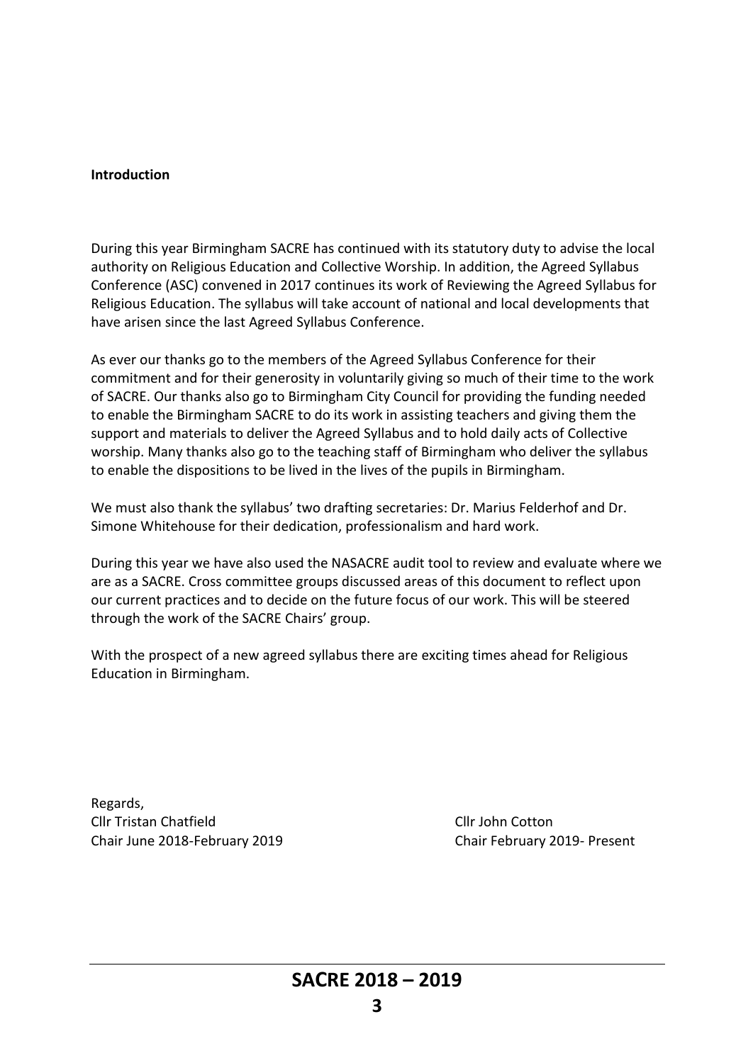**Introduction**

During this year Birmingham SACRE has continued with its statutory duty to advise the local authority on Religious Education and Collective Worship. In addition, the Agreed Syllabus Conference (ASC) convened in 2017 continues its work of Reviewing the Agreed Syllabus for Religious Education. The syllabus will take account of national and local developments that have arisen since the last Agreed Syllabus Conference.

As ever our thanks go to the members of the Agreed Syllabus Conference for their commitment and for their generosity in voluntarily giving so much of their time to the work of SACRE. Our thanks also go to Birmingham City Council for providing the funding needed to enable the Birmingham SACRE to do its work in assisting teachers and giving them the support and materials to deliver the Agreed Syllabus and to hold daily acts of Collective worship. Many thanks also go to the teaching staff of Birmingham who deliver the syllabus to enable the dispositions to be lived in the lives of the pupils in Birmingham.

We must also thank the syllabus' two drafting secretaries: Dr. Marius Felderhof and Dr. Simone Whitehouse for their dedication, professionalism and hard work.

During this year we have also used the NASACRE audit tool to review and evaluate where we are as a SACRE. Cross committee groups discussed areas of this document to reflect upon our current practices and to decide on the future focus of our work. This will be steered through the work of the SACRE Chairs' group.

With the prospect of a new agreed syllabus there are exciting times ahead for Religious Education in Birmingham.

Regards,

Cllr Tristan Chatfield
Chair June 2018-February 2019

Cllr John Cotton
Chair February 2019- Present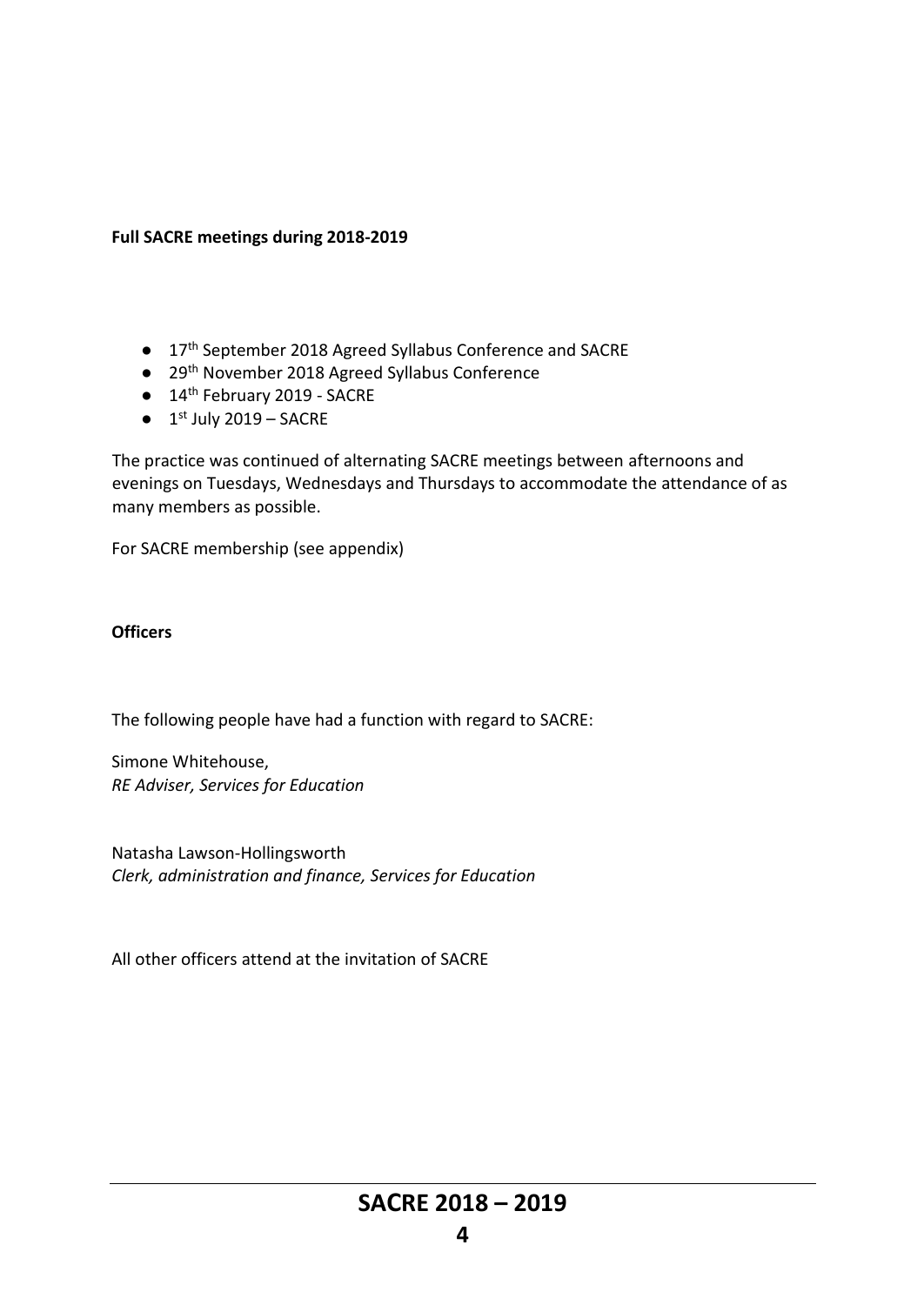**Full SACRE meetings during 2018-2019**

- 17th September 2018 Agreed Syllabus Conference and SACRE
- 29th November 2018 Agreed Syllabus Conference
- 14th February 2019 - SACRE
- 1st July 2019 – SACRE

The practice was continued of alternating SACRE meetings between afternoons and evenings on Tuesdays, Wednesdays and Thursdays to accommodate the attendance of as many members as possible.

For SACRE membership (see appendix)

**Officers**

The following people have had a function with regard to SACRE:

Simone Whitehouse,
*RE Adviser, Services for Education*

Natasha Lawson-Hollingsworth
*Clerk, administration and finance, Services for Education*

All other officers attend at the invitation of SACRE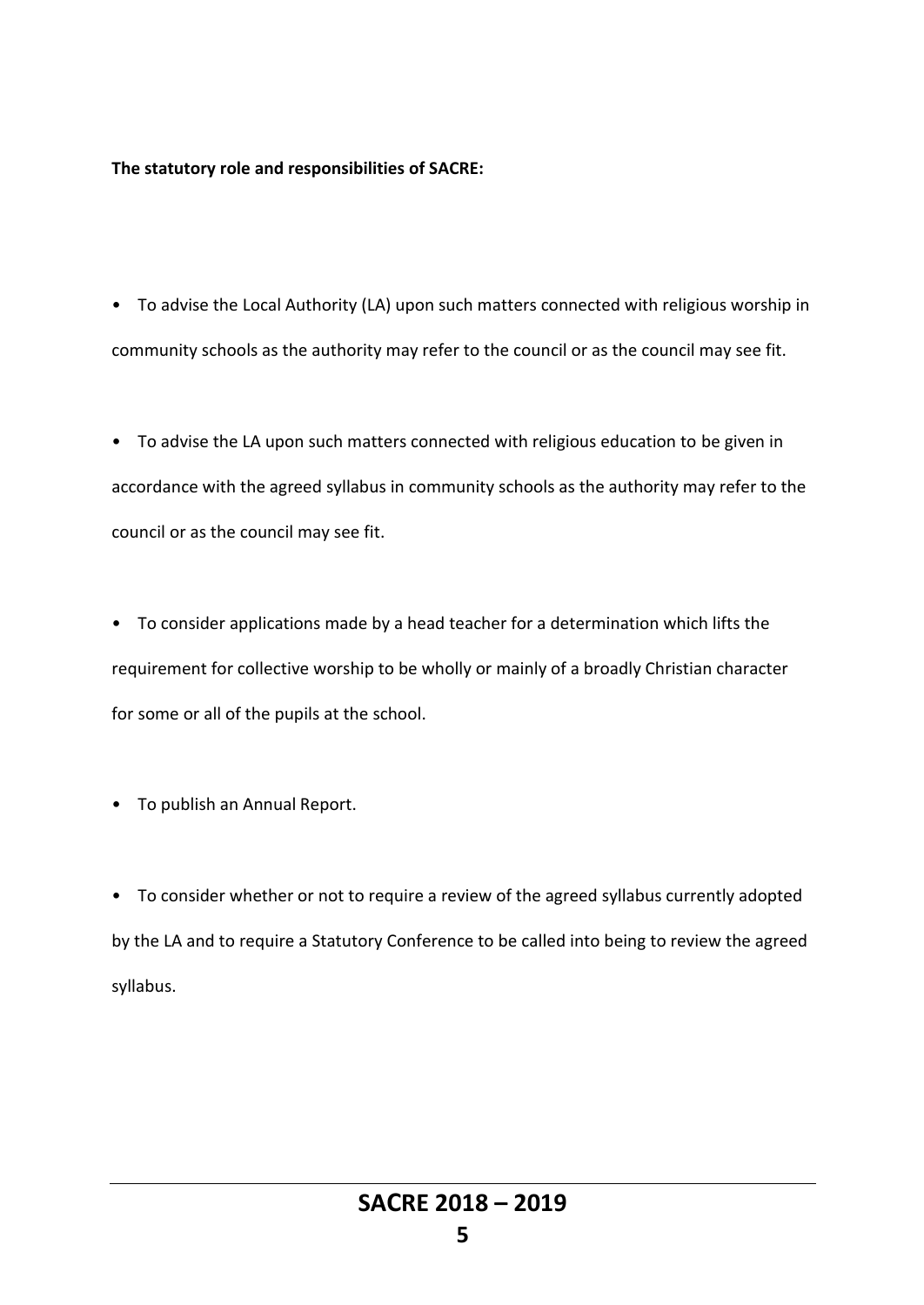**The statutory role and responsibilities of SACRE:**

- To advise the Local Authority (LA) upon such matters connected with religious worship in community schools as the authority may refer to the council or as the council may see fit.

- To advise the LA upon such matters connected with religious education to be given in accordance with the agreed syllabus in community schools as the authority may refer to the council or as the council may see fit.

- To consider applications made by a head teacher for a determination which lifts the requirement for collective worship to be wholly or mainly of a broadly Christian character for some or all of the pupils at the school.

- To publish an Annual Report.

- To consider whether or not to require a review of the agreed syllabus currently adopted by the LA and to require a Statutory Conference to be called into being to review the agreed syllabus.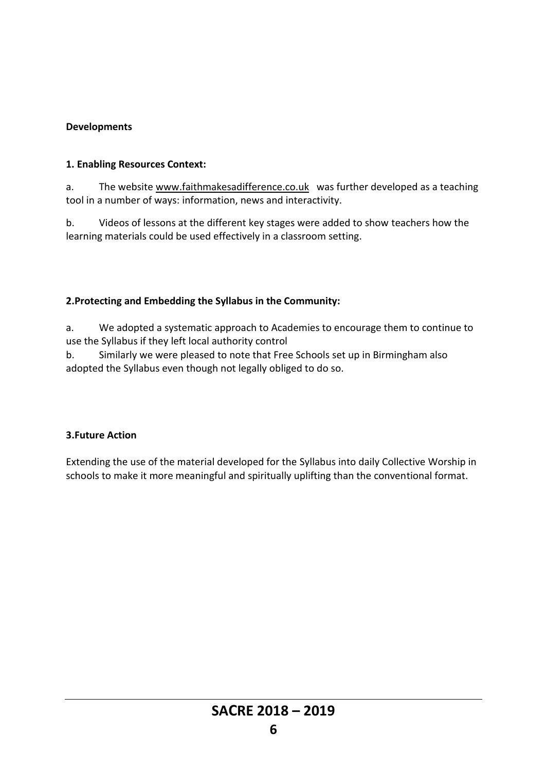**Developments**

**1. Enabling Resources Context:**

a. The website www.faithmakesadifference.co.uk was further developed as a teaching tool in a number of ways: information, news and interactivity.

b. Videos of lessons at the different key stages were added to show teachers how the learning materials could be used effectively in a classroom setting.

**2.Protecting and Embedding the Syllabus in the Community:**

a. We adopted a systematic approach to Academies to encourage them to continue to use the Syllabus if they left local authority control

b. Similarly we were pleased to note that Free Schools set up in Birmingham also adopted the Syllabus even though not legally obliged to do so.

**3.Future Action**

Extending the use of the material developed for the Syllabus into daily Collective Worship in schools to make it more meaningful and spiritually uplifting than the conventional format.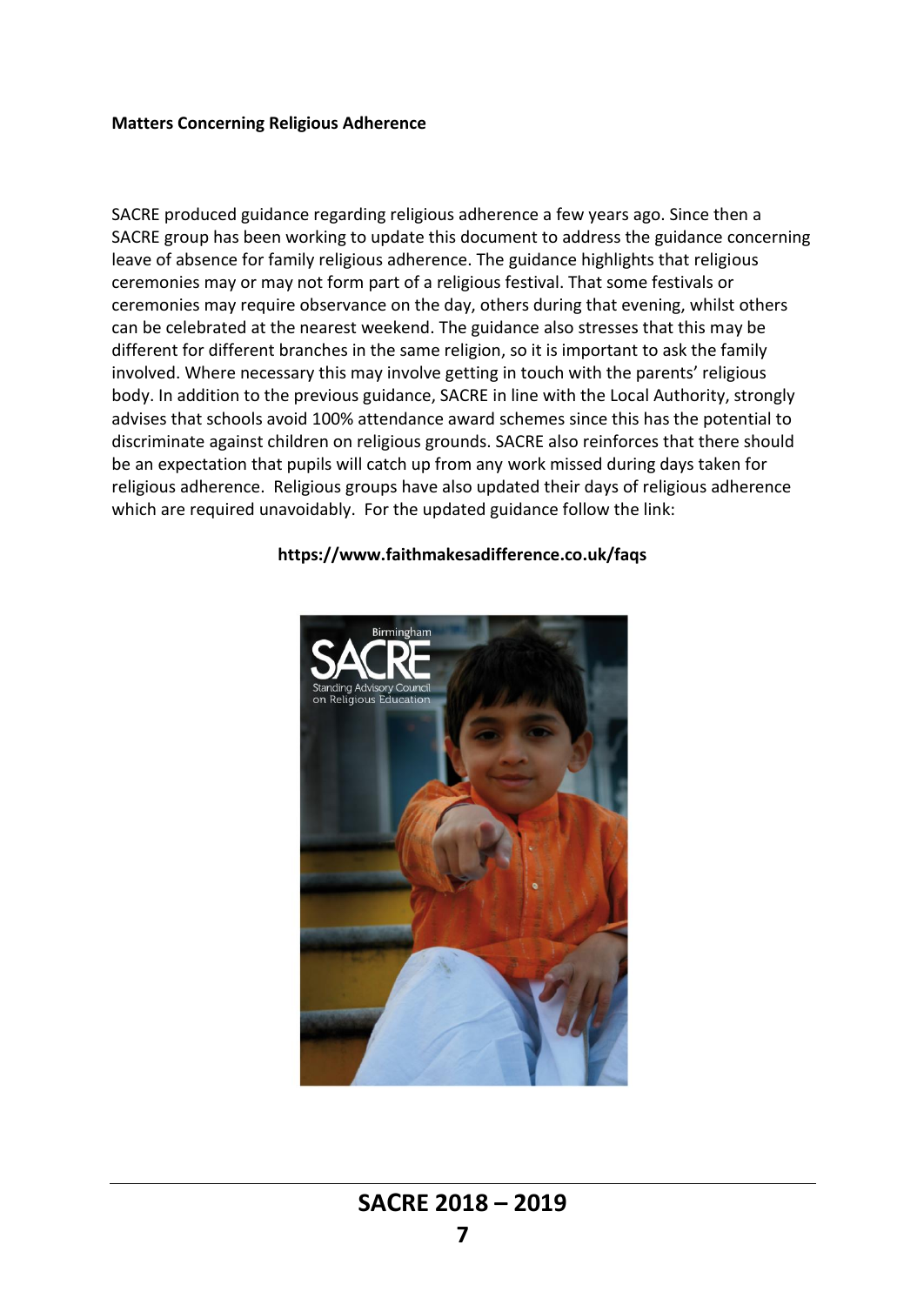**Matters Concerning Religious Adherence**

SACRE produced guidance regarding religious adherence a few years ago. Since then a SACRE group has been working to update this document to address the guidance concerning leave of absence for family religious adherence. The guidance highlights that religious ceremonies may or may not form part of a religious festival. That some festivals or ceremonies may require observance on the day, others during that evening, whilst others can be celebrated at the nearest weekend. The guidance also stresses that this may be different for different branches in the same religion, so it is important to ask the family involved. Where necessary this may involve getting in touch with the parents' religious body. In addition to the previous guidance, SACRE in line with the Local Authority, strongly advises that schools avoid 100% attendance award schemes since this has the potential to discriminate against children on religious grounds. SACRE also reinforces that there should be an expectation that pupils will catch up from any work missed during days taken for religious adherence. Religious groups have also updated their days of religious adherence which are required unavoidably. For the updated guidance follow the link:

**https://www.faithmakesadifference.co.uk/faqs**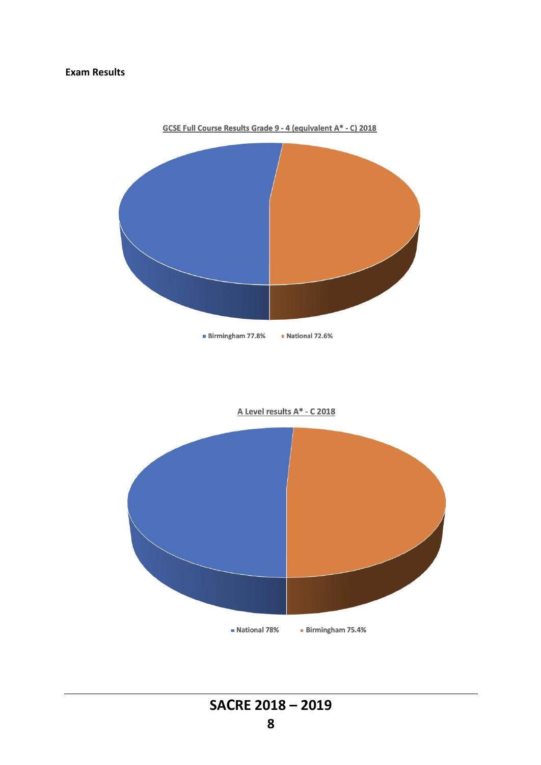**Exam Results**

GCSE Full Course Results Grade 9 - 4 (equivalent A* - C) 2018

Birmingham 77.8%
National 72.6%

A Level results A* - C 2018

National 78%
Birmingham 75.4%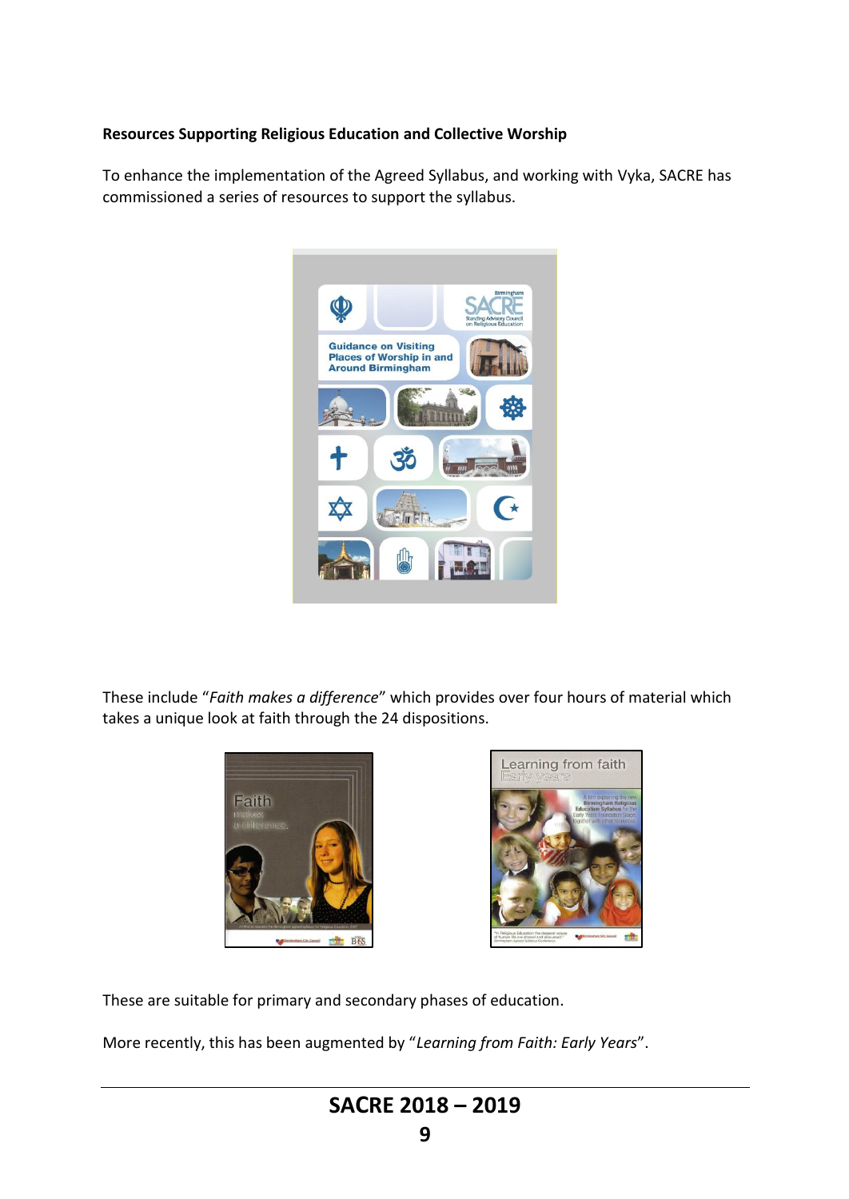**Resources Supporting Religious Education and Collective Worship**

To enhance the implementation of the Agreed Syllabus, and working with Vyka, SACRE has commissioned a series of resources to support the syllabus.

These include "*Faith makes a difference*" which provides over four hours of material which takes a unique look at faith through the 24 dispositions.

These are suitable for primary and secondary phases of education.

More recently, this has been augmented by "*Learning from Faith: Early Years*".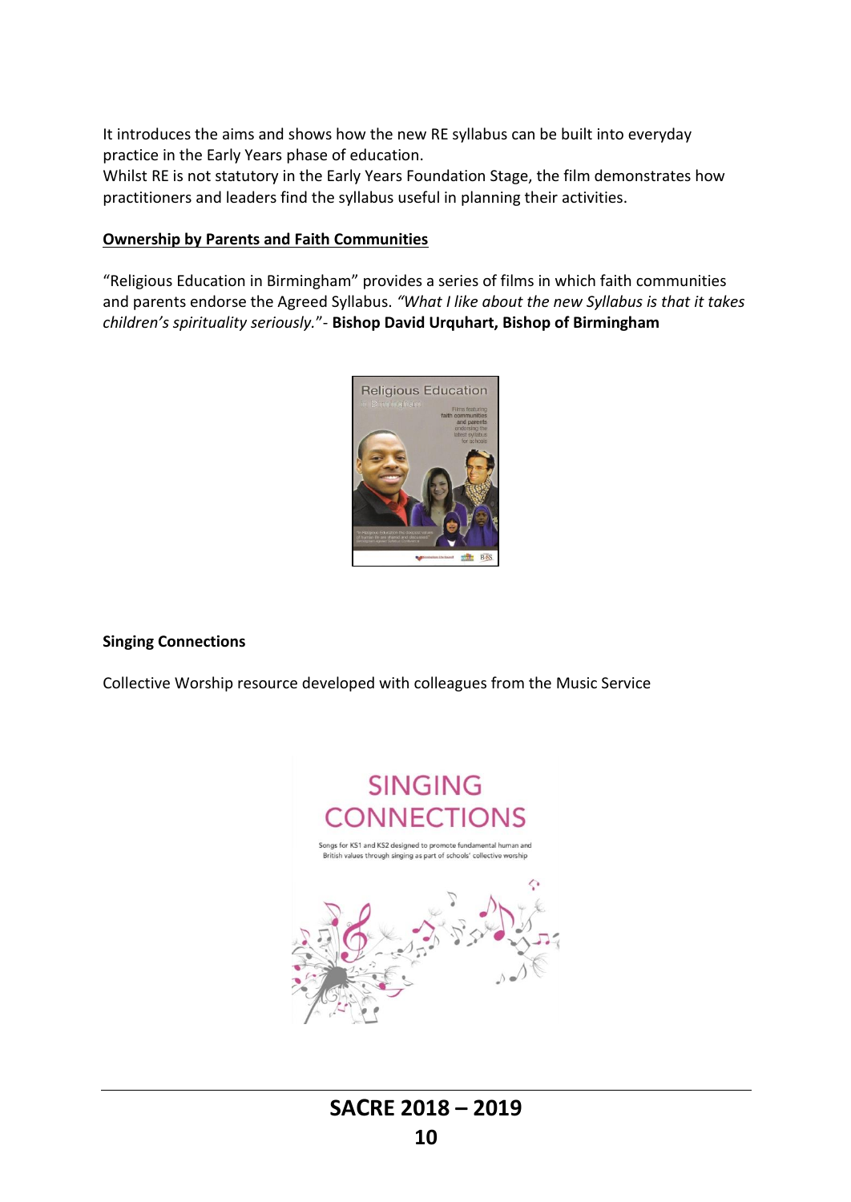It introduces the aims and shows how the new RE syllabus can be built into everyday practice in the Early Years phase of education.
Whilst RE is not statutory in the Early Years Foundation Stage, the film demonstrates how practitioners and leaders find the syllabus useful in planning their activities.

**Ownership by Parents and Faith Communities**

"Religious Education in Birmingham" provides a series of films in which faith communities and parents endorse the Agreed Syllabus. *"What I like about the new Syllabus is that it takes children's spirituality seriously."*- **Bishop David Urquhart, Bishop of Birmingham**

**Singing Connections**

Collective Worship resource developed with colleagues from the Music Service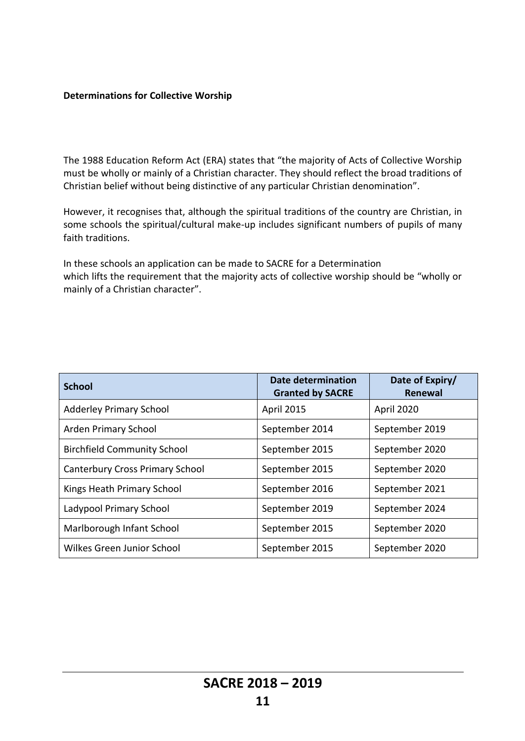**Determinations for Collective Worship**

The 1988 Education Reform Act (ERA) states that "the majority of Acts of Collective Worship must be wholly or mainly of a Christian character. They should reflect the broad traditions of Christian belief without being distinctive of any particular Christian denomination".

However, it recognises that, although the spiritual traditions of the country are Christian, in some schools the spiritual/cultural make-up includes significant numbers of pupils of many faith traditions.

In these schools an application can be made to SACRE for a Determination which lifts the requirement that the majority acts of collective worship should be "wholly or mainly of a Christian character".

| School | Date determination Granted by SACRE | Date of Expiry/ Renewal |
|---|---|---|
| Adderley Primary School | April 2015 | April 2020 |
| Arden Primary School | September 2014 | September 2019 |
| Birchfield Community School | September 2015 | September 2020 |
| Canterbury Cross Primary School | September 2015 | September 2020 |
| Kings Heath Primary School | September 2016 | September 2021 |
| Ladypool Primary School | September 2019 | September 2024 |
| Marlborough Infant School | September 2015 | September 2020 |
| Wilkes Green Junior School | September 2015 | September 2020 |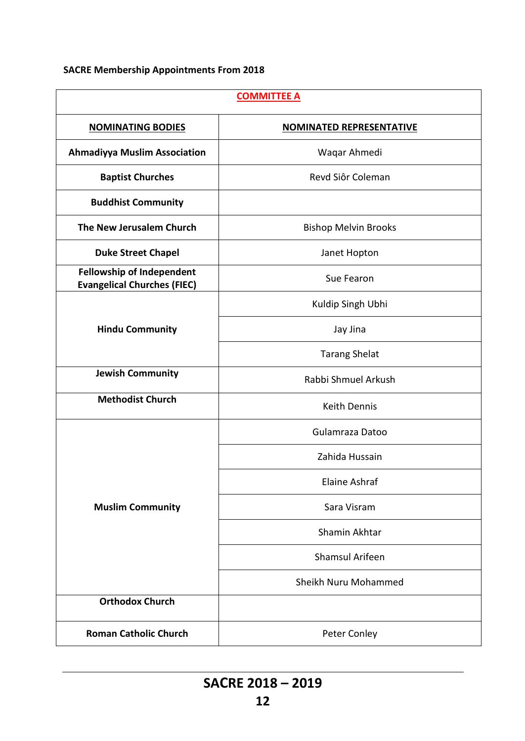**SACRE Membership Appointments From 2018**

| COMMITTEE A | |
|---|---|
| **NOMINATING BODIES** | **NOMINATED REPRESENTATIVE** |
| **Ahmadiyya Muslim Association** | Waqar Ahmedi |
| **Baptist Churches** | Revd Siôr Coleman |
| **Buddhist Community** | |
| **The New Jerusalem Church** | Bishop Melvin Brooks |
| **Duke Street Chapel** | Janet Hopton |
| **Fellowship of Independent Evangelical Churches (FIEC)** | Sue Fearon |
| **Hindu Community** | Kuldip Singh Ubhi |
| | Jay Jina |
| | Tarang Shelat |
| **Jewish Community** | Rabbi Shmuel Arkush |
| **Methodist Church** | Keith Dennis |
| **Muslim Community** | Gulamraza Datoo |
| | Zahida Hussain |
| | Elaine Ashraf |
| | Sara Visram |
| | Shamin Akhtar |
| | Shamsul Arifeen |
| | Sheikh Nuru Mohammed |
| **Orthodox Church** | |
| **Roman Catholic Church** | Peter Conley |

**SACRE 2018 – 2019**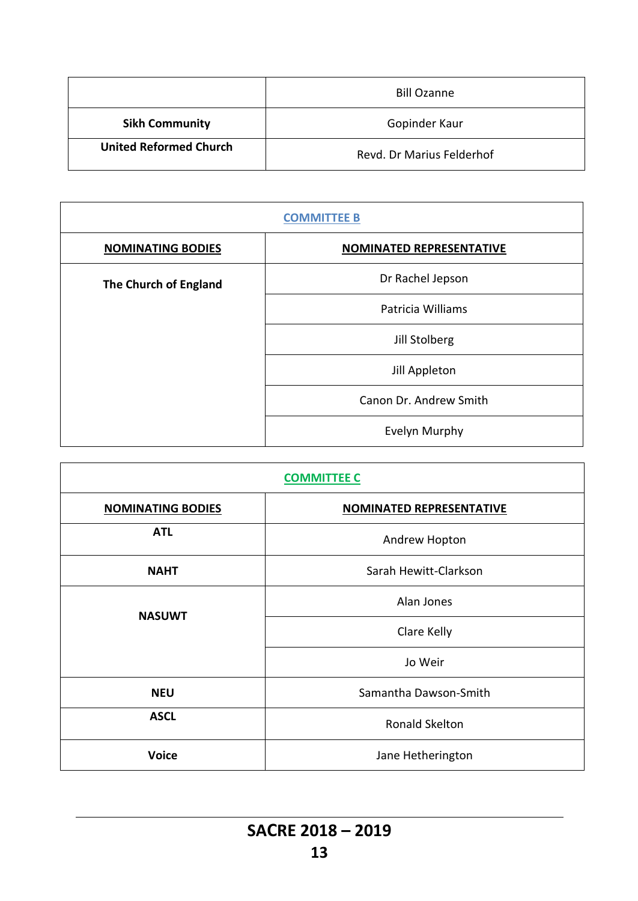| | |
|---|---|
| | Bill Ozanne |
| **Sikh Community** | Gopinder Kaur |
| **United Reformed Church** | Revd. Dr Marius Felderhof |

| **COMMITTEE B** | |
|---|---|
| **NOMINATING BODIES** | **NOMINATED REPRESENTATIVE** |
| **The Church of England** | Dr Rachel Jepson |
| | Patricia Williams |
| | Jill Stolberg |
| | Jill Appleton |
| | Canon Dr. Andrew Smith |
| | Evelyn Murphy |

| **COMMITTEE C** | |
|---|---|
| **NOMINATING BODIES** | **NOMINATED REPRESENTATIVE** |
| **ATL** | Andrew Hopton |
| **NAHT** | Sarah Hewitt-Clarkson |
| **NASUWT** | Alan Jones |
| | Clare Kelly |
| | Jo Weir |
| **NEU** | Samantha Dawson-Smith |
| **ASCL** | Ronald Skelton |
| **Voice** | Jane Hetherington |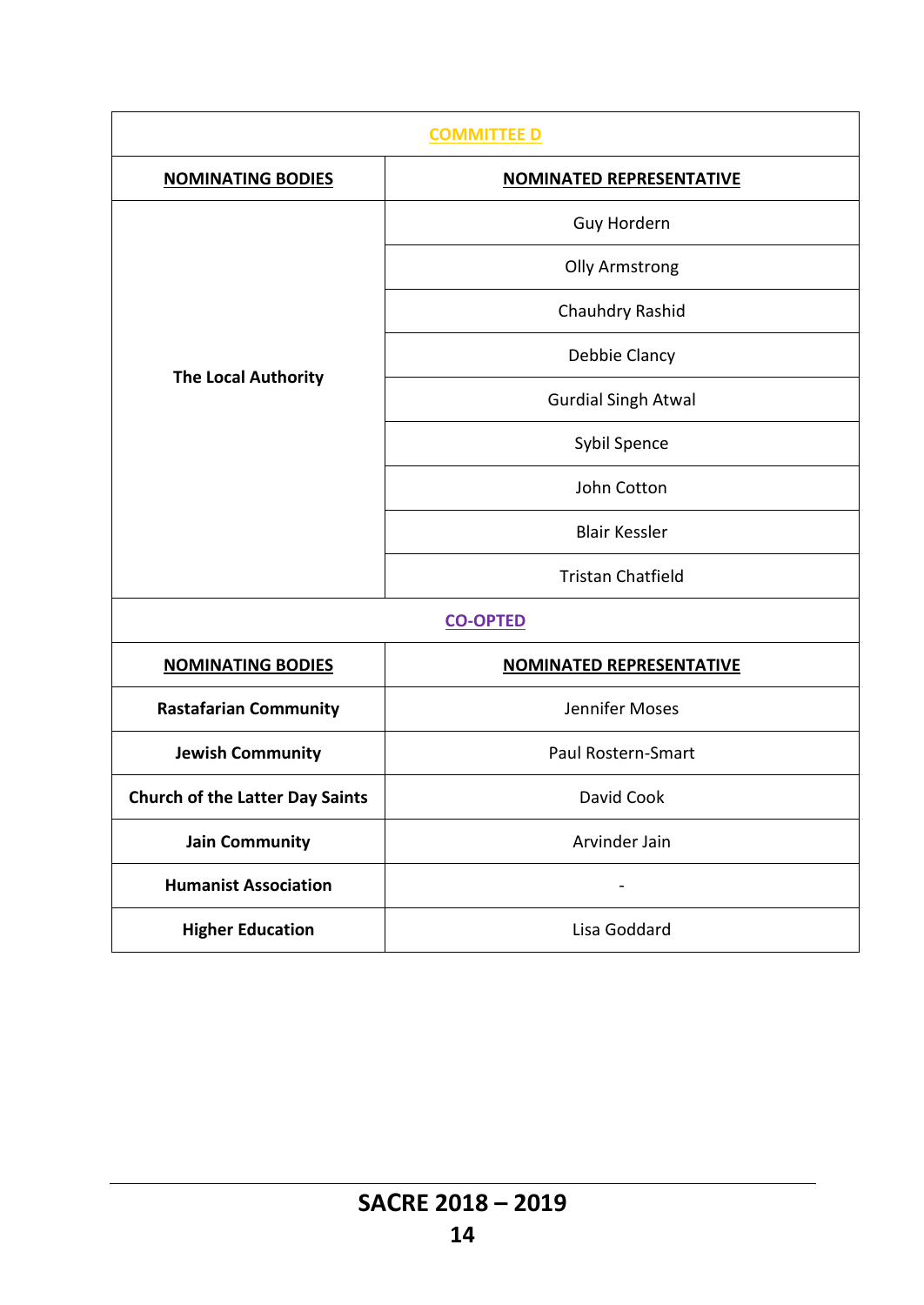| COMMITTEE D | |
|---|---|
| **NOMINATING BODIES** | **NOMINATED REPRESENTATIVE** |
| **The Local Authority** | Guy Hordern |
| | Olly Armstrong |
| | Chauhdry Rashid |
| | Debbie Clancy |
| | Gurdial Singh Atwal |
| | Sybil Spence |
| | John Cotton |
| | Blair Kessler |
| | Tristan Chatfield |
| **CO-OPTED** | |
| **NOMINATING BODIES** | **NOMINATED REPRESENTATIVE** |
| **Rastafarian Community** | Jennifer Moses |
| **Jewish Community** | Paul Rostern-Smart |
| **Church of the Latter Day Saints** | David Cook |
| **Jain Community** | Arvinder Jain |
| **Humanist Association** | - |
| **Higher Education** | Lisa Goddard |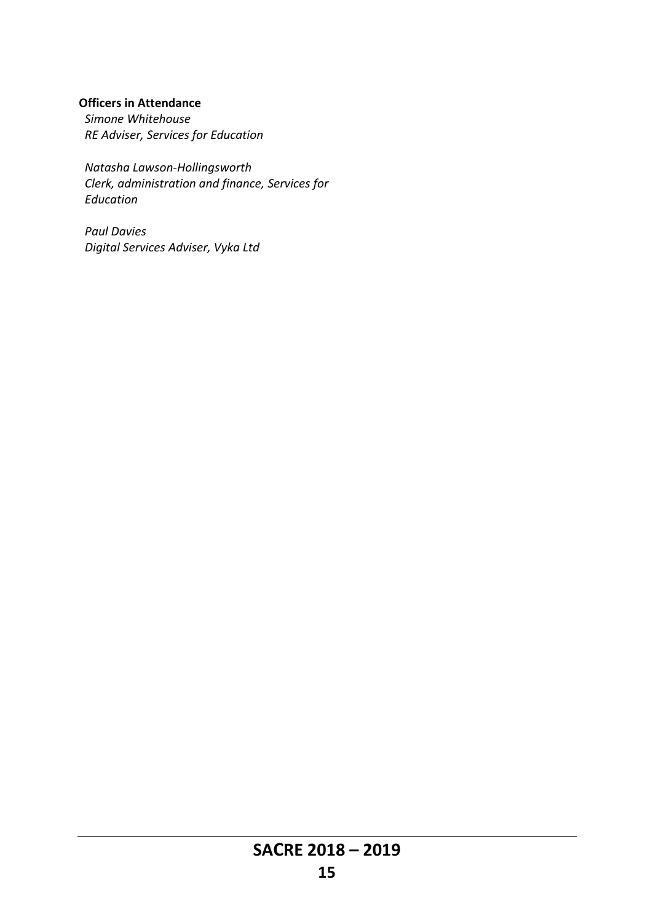**Officers in Attendance**

*Simone Whitehouse*
*RE Adviser, Services for Education*

*Natasha Lawson-Hollingsworth*
*Clerk, administration and finance, Services for Education*

*Paul Davies*
*Digital Services Adviser, Vyka Ltd*